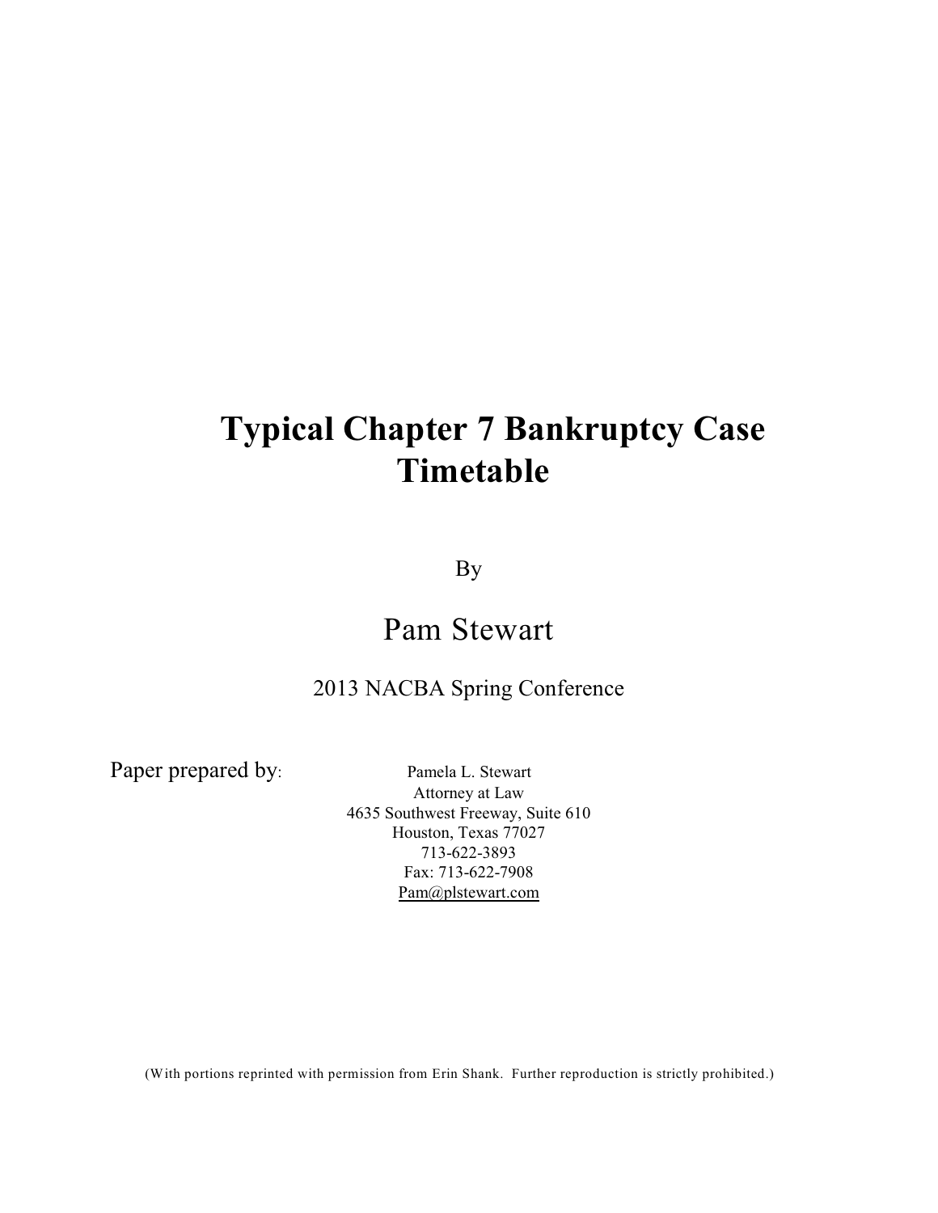# Typical Chapter 7 Bankruptcy Case Timetable

By

## Pam Stewart

2013 NACBA Spring Conference

Paper prepared by:

Pamela L. Stewart
Attorney at Law
4635 Southwest Freeway, Suite 610
Houston, Texas 77027
713-622-3893
Fax: 713-622-7908
Pam@plstewart.com

(With portions reprinted with permission from Erin Shank. Further reproduction is strictly prohibited.)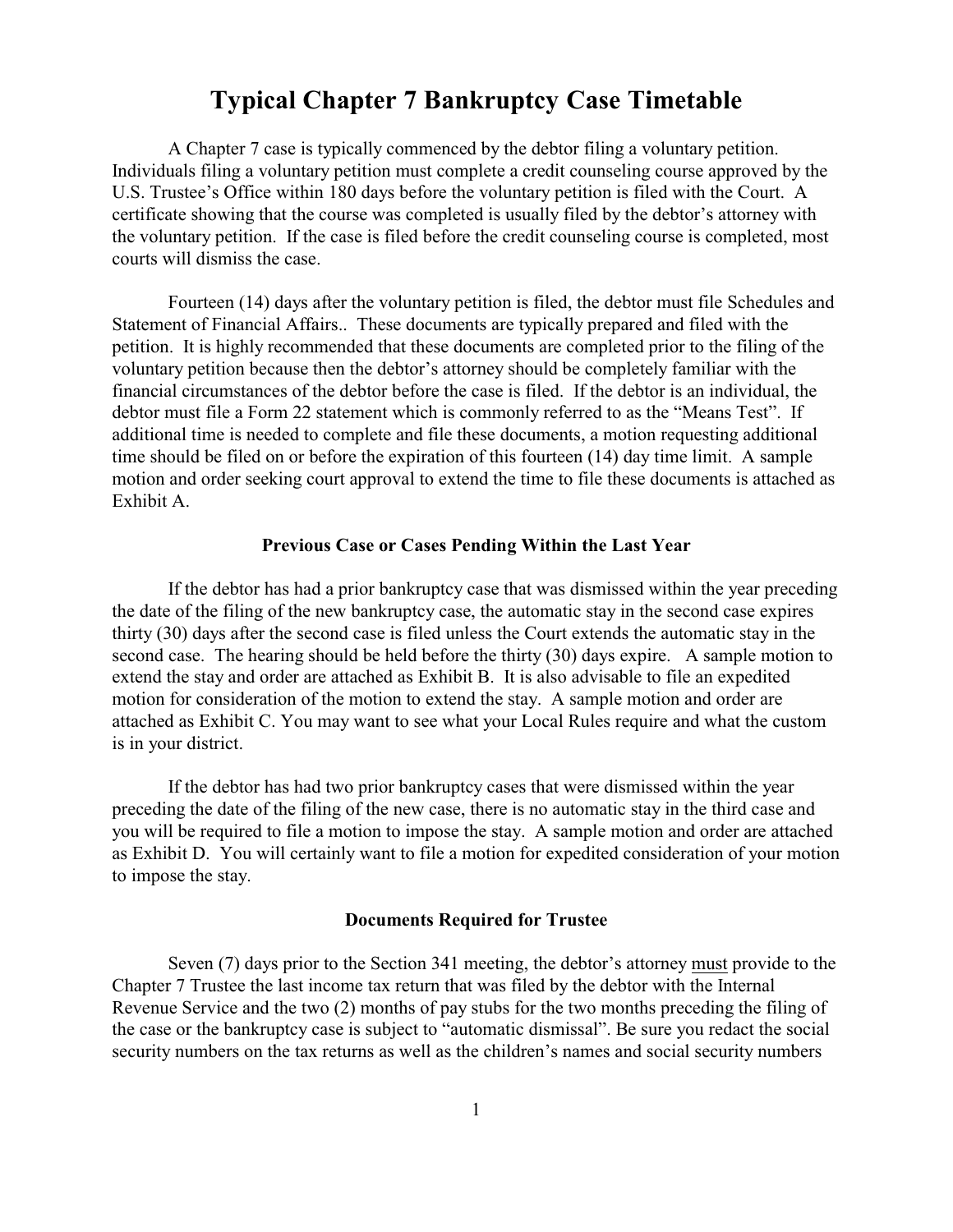# Typical Chapter 7 Bankruptcy Case Timetable

A Chapter 7 case is typically commenced by the debtor filing a voluntary petition. Individuals filing a voluntary petition must complete a credit counseling course approved by the U.S. Trustee's Office within 180 days before the voluntary petition is filed with the Court. A certificate showing that the course was completed is usually filed by the debtor's attorney with the voluntary petition. If the case is filed before the credit counseling course is completed, most courts will dismiss the case.

Fourteen (14) days after the voluntary petition is filed, the debtor must file Schedules and Statement of Financial Affairs.. These documents are typically prepared and filed with the petition. It is highly recommended that these documents are completed prior to the filing of the voluntary petition because then the debtor's attorney should be completely familiar with the financial circumstances of the debtor before the case is filed. If the debtor is an individual, the debtor must file a Form 22 statement which is commonly referred to as the "Means Test". If additional time is needed to complete and file these documents, a motion requesting additional time should be filed on or before the expiration of this fourteen (14) day time limit. A sample motion and order seeking court approval to extend the time to file these documents is attached as Exhibit A.

### Previous Case or Cases Pending Within the Last Year

If the debtor has had a prior bankruptcy case that was dismissed within the year preceding the date of the filing of the new bankruptcy case, the automatic stay in the second case expires thirty (30) days after the second case is filed unless the Court extends the automatic stay in the second case. The hearing should be held before the thirty (30) days expire. A sample motion to extend the stay and order are attached as Exhibit B. It is also advisable to file an expedited motion for consideration of the motion to extend the stay. A sample motion and order are attached as Exhibit C. You may want to see what your Local Rules require and what the custom is in your district.

If the debtor has had two prior bankruptcy cases that were dismissed within the year preceding the date of the filing of the new case, there is no automatic stay in the third case and you will be required to file a motion to impose the stay. A sample motion and order are attached as Exhibit D. You will certainly want to file a motion for expedited consideration of your motion to impose the stay.

### Documents Required for Trustee

Seven (7) days prior to the Section 341 meeting, the debtor's attorney must provide to the Chapter 7 Trustee the last income tax return that was filed by the debtor with the Internal Revenue Service and the two (2) months of pay stubs for the two months preceding the filing of the case or the bankruptcy case is subject to "automatic dismissal". Be sure you redact the social security numbers on the tax returns as well as the children's names and social security numbers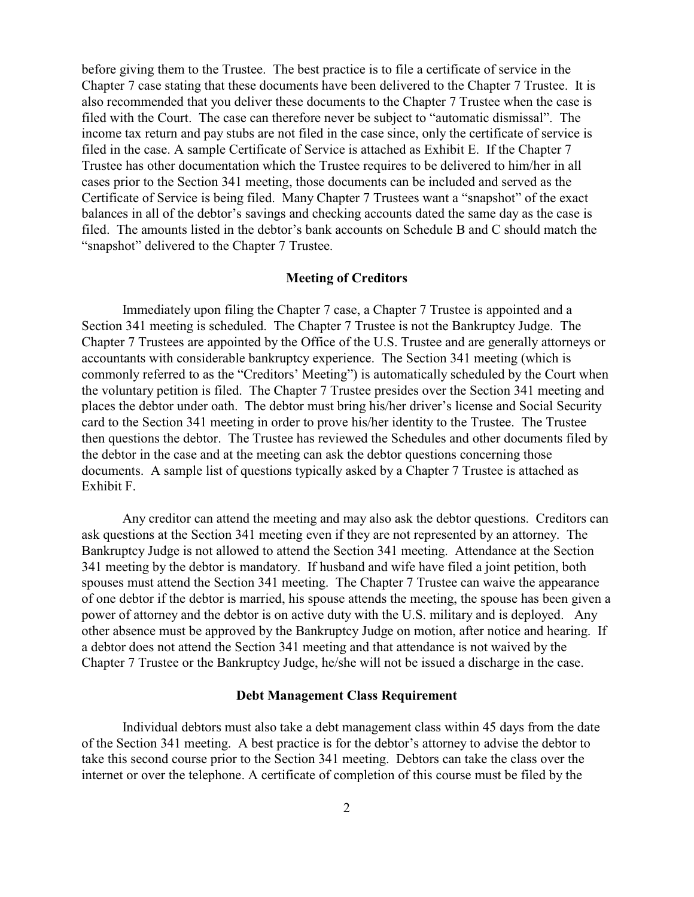before giving them to the Trustee. The best practice is to file a certificate of service in the Chapter 7 case stating that these documents have been delivered to the Chapter 7 Trustee. It is also recommended that you deliver these documents to the Chapter 7 Trustee when the case is filed with the Court. The case can therefore never be subject to "automatic dismissal". The income tax return and pay stubs are not filed in the case since, only the certificate of service is filed in the case. A sample Certificate of Service is attached as Exhibit E. If the Chapter 7 Trustee has other documentation which the Trustee requires to be delivered to him/her in all cases prior to the Section 341 meeting, those documents can be included and served as the Certificate of Service is being filed. Many Chapter 7 Trustees want a "snapshot" of the exact balances in all of the debtor's savings and checking accounts dated the same day as the case is filed. The amounts listed in the debtor's bank accounts on Schedule B and C should match the "snapshot" delivered to the Chapter 7 Trustee.

**Meeting of Creditors**

Immediately upon filing the Chapter 7 case, a Chapter 7 Trustee is appointed and a Section 341 meeting is scheduled. The Chapter 7 Trustee is not the Bankruptcy Judge. The Chapter 7 Trustees are appointed by the Office of the U.S. Trustee and are generally attorneys or accountants with considerable bankruptcy experience. The Section 341 meeting (which is commonly referred to as the "Creditors' Meeting") is automatically scheduled by the Court when the voluntary petition is filed. The Chapter 7 Trustee presides over the Section 341 meeting and places the debtor under oath. The debtor must bring his/her driver's license and Social Security card to the Section 341 meeting in order to prove his/her identity to the Trustee. The Trustee then questions the debtor. The Trustee has reviewed the Schedules and other documents filed by the debtor in the case and at the meeting can ask the debtor questions concerning those documents. A sample list of questions typically asked by a Chapter 7 Trustee is attached as Exhibit F.

Any creditor can attend the meeting and may also ask the debtor questions. Creditors can ask questions at the Section 341 meeting even if they are not represented by an attorney. The Bankruptcy Judge is not allowed to attend the Section 341 meeting. Attendance at the Section 341 meeting by the debtor is mandatory. If husband and wife have filed a joint petition, both spouses must attend the Section 341 meeting. The Chapter 7 Trustee can waive the appearance of one debtor if the debtor is married, his spouse attends the meeting, the spouse has been given a power of attorney and the debtor is on active duty with the U.S. military and is deployed. Any other absence must be approved by the Bankruptcy Judge on motion, after notice and hearing. If a debtor does not attend the Section 341 meeting and that attendance is not waived by the Chapter 7 Trustee or the Bankruptcy Judge, he/she will not be issued a discharge in the case.

**Debt Management Class Requirement**

Individual debtors must also take a debt management class within 45 days from the date of the Section 341 meeting. A best practice is for the debtor's attorney to advise the debtor to take this second course prior to the Section 341 meeting. Debtors can take the class over the internet or over the telephone. A certificate of completion of this course must be filed by the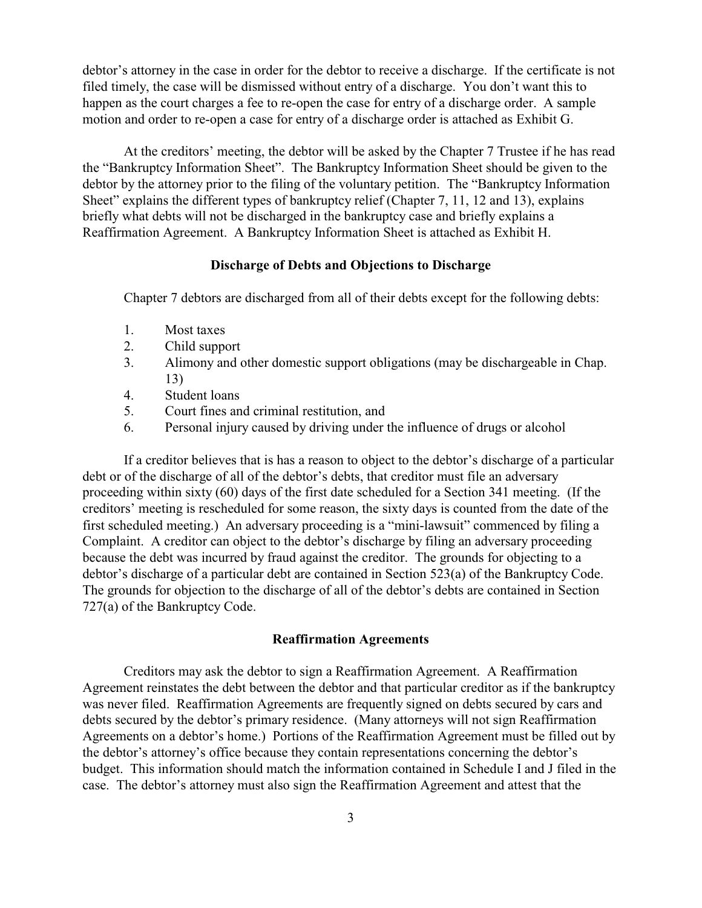debtor's attorney in the case in order for the debtor to receive a discharge. If the certificate is not filed timely, the case will be dismissed without entry of a discharge. You don't want this to happen as the court charges a fee to re-open the case for entry of a discharge order. A sample motion and order to re-open a case for entry of a discharge order is attached as Exhibit G.

At the creditors' meeting, the debtor will be asked by the Chapter 7 Trustee if he has read the "Bankruptcy Information Sheet". The Bankruptcy Information Sheet should be given to the debtor by the attorney prior to the filing of the voluntary petition. The "Bankruptcy Information Sheet" explains the different types of bankruptcy relief (Chapter 7, 11, 12 and 13), explains briefly what debts will not be discharged in the bankruptcy case and briefly explains a Reaffirmation Agreement. A Bankruptcy Information Sheet is attached as Exhibit H.

## Discharge of Debts and Objections to Discharge

Chapter 7 debtors are discharged from all of their debts except for the following debts:

1. Most taxes
2. Child support
3. Alimony and other domestic support obligations (may be dischargeable in Chap. 13)
4. Student loans
5. Court fines and criminal restitution, and
6. Personal injury caused by driving under the influence of drugs or alcohol

If a creditor believes that is has a reason to object to the debtor's discharge of a particular debt or of the discharge of all of the debtor's debts, that creditor must file an adversary proceeding within sixty (60) days of the first date scheduled for a Section 341 meeting. (If the creditors' meeting is rescheduled for some reason, the sixty days is counted from the date of the first scheduled meeting.) An adversary proceeding is a "mini-lawsuit" commenced by filing a Complaint. A creditor can object to the debtor's discharge by filing an adversary proceeding because the debt was incurred by fraud against the creditor. The grounds for objecting to a debtor's discharge of a particular debt are contained in Section 523(a) of the Bankruptcy Code. The grounds for objection to the discharge of all of the debtor's debts are contained in Section 727(a) of the Bankruptcy Code.

## Reaffirmation Agreements

Creditors may ask the debtor to sign a Reaffirmation Agreement. A Reaffirmation Agreement reinstates the debt between the debtor and that particular creditor as if the bankruptcy was never filed. Reaffirmation Agreements are frequently signed on debts secured by cars and debts secured by the debtor's primary residence. (Many attorneys will not sign Reaffirmation Agreements on a debtor's home.) Portions of the Reaffirmation Agreement must be filled out by the debtor's attorney's office because they contain representations concerning the debtor's budget. This information should match the information contained in Schedule I and J filed in the case. The debtor's attorney must also sign the Reaffirmation Agreement and attest that the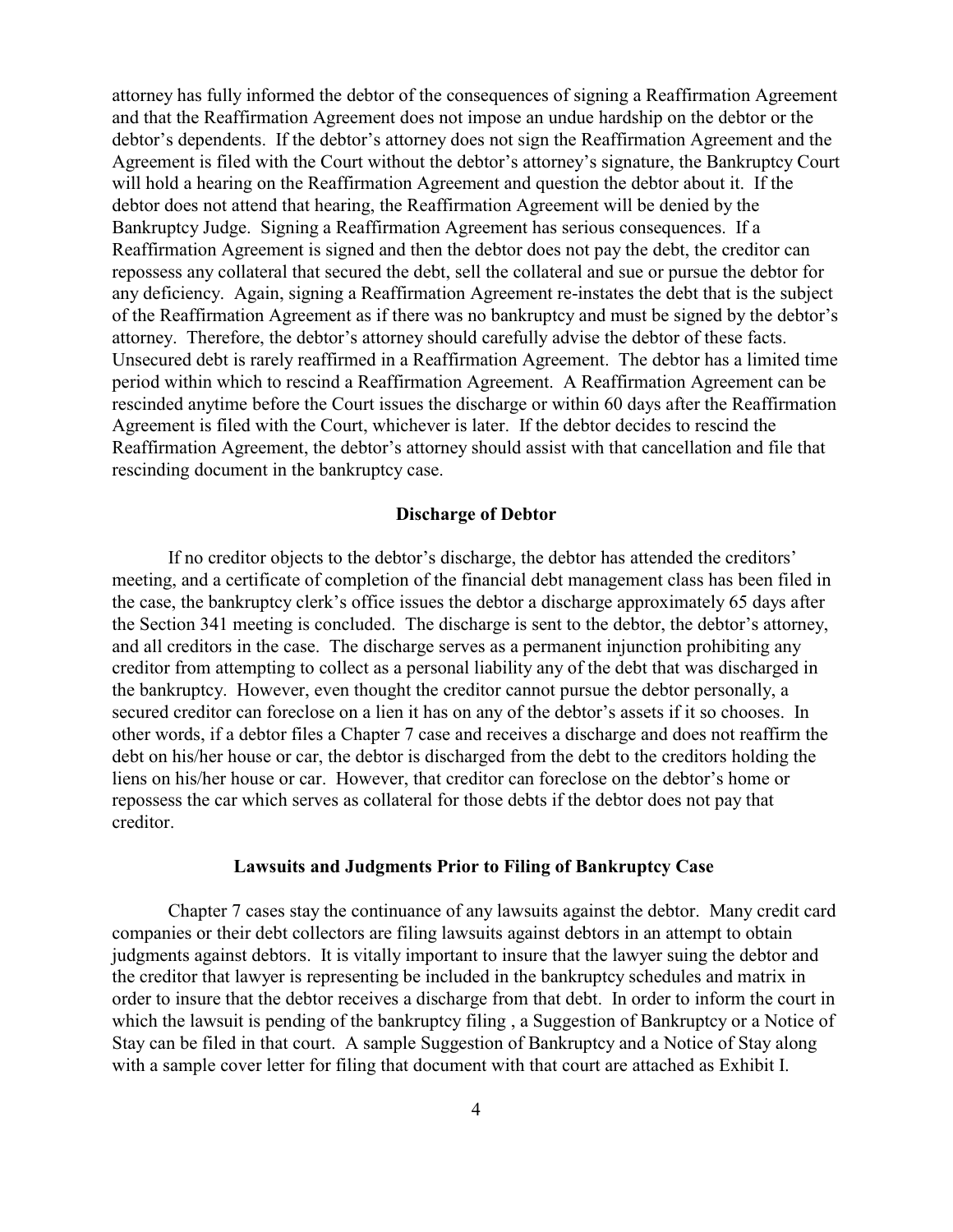attorney has fully informed the debtor of the consequences of signing a Reaffirmation Agreement and that the Reaffirmation Agreement does not impose an undue hardship on the debtor or the debtor's dependents. If the debtor's attorney does not sign the Reaffirmation Agreement and the Agreement is filed with the Court without the debtor's attorney's signature, the Bankruptcy Court will hold a hearing on the Reaffirmation Agreement and question the debtor about it. If the debtor does not attend that hearing, the Reaffirmation Agreement will be denied by the Bankruptcy Judge. Signing a Reaffirmation Agreement has serious consequences. If a Reaffirmation Agreement is signed and then the debtor does not pay the debt, the creditor can repossess any collateral that secured the debt, sell the collateral and sue or pursue the debtor for any deficiency. Again, signing a Reaffirmation Agreement re-instates the debt that is the subject of the Reaffirmation Agreement as if there was no bankruptcy and must be signed by the debtor's attorney. Therefore, the debtor's attorney should carefully advise the debtor of these facts. Unsecured debt is rarely reaffirmed in a Reaffirmation Agreement. The debtor has a limited time period within which to rescind a Reaffirmation Agreement. A Reaffirmation Agreement can be rescinded anytime before the Court issues the discharge or within 60 days after the Reaffirmation Agreement is filed with the Court, whichever is later. If the debtor decides to rescind the Reaffirmation Agreement, the debtor's attorney should assist with that cancellation and file that rescinding document in the bankruptcy case.

## Discharge of Debtor

If no creditor objects to the debtor's discharge, the debtor has attended the creditors' meeting, and a certificate of completion of the financial debt management class has been filed in the case, the bankruptcy clerk's office issues the debtor a discharge approximately 65 days after the Section 341 meeting is concluded. The discharge is sent to the debtor, the debtor's attorney, and all creditors in the case. The discharge serves as a permanent injunction prohibiting any creditor from attempting to collect as a personal liability any of the debt that was discharged in the bankruptcy. However, even thought the creditor cannot pursue the debtor personally, a secured creditor can foreclose on a lien it has on any of the debtor's assets if it so chooses. In other words, if a debtor files a Chapter 7 case and receives a discharge and does not reaffirm the debt on his/her house or car, the debtor is discharged from the debt to the creditors holding the liens on his/her house or car. However, that creditor can foreclose on the debtor's home or repossess the car which serves as collateral for those debts if the debtor does not pay that creditor.

## Lawsuits and Judgments Prior to Filing of Bankruptcy Case

Chapter 7 cases stay the continuance of any lawsuits against the debtor. Many credit card companies or their debt collectors are filing lawsuits against debtors in an attempt to obtain judgments against debtors. It is vitally important to insure that the lawyer suing the debtor and the creditor that lawyer is representing be included in the bankruptcy schedules and matrix in order to insure that the debtor receives a discharge from that debt. In order to inform the court in which the lawsuit is pending of the bankruptcy filing , a Suggestion of Bankruptcy or a Notice of Stay can be filed in that court. A sample Suggestion of Bankruptcy and a Notice of Stay along with a sample cover letter for filing that document with that court are attached as Exhibit I.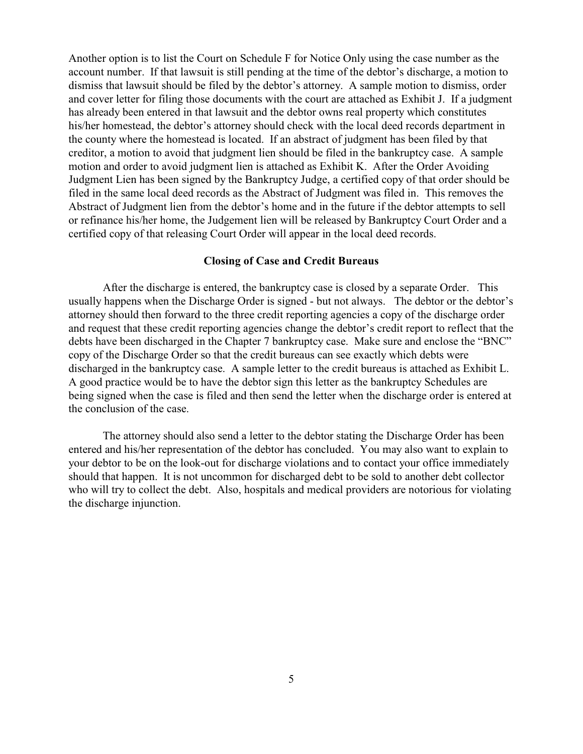Another option is to list the Court on Schedule F for Notice Only using the case number as the account number. If that lawsuit is still pending at the time of the debtor's discharge, a motion to dismiss that lawsuit should be filed by the debtor's attorney. A sample motion to dismiss, order and cover letter for filing those documents with the court are attached as Exhibit J. If a judgment has already been entered in that lawsuit and the debtor owns real property which constitutes his/her homestead, the debtor's attorney should check with the local deed records department in the county where the homestead is located. If an abstract of judgment has been filed by that creditor, a motion to avoid that judgment lien should be filed in the bankruptcy case. A sample motion and order to avoid judgment lien is attached as Exhibit K. After the Order Avoiding Judgment Lien has been signed by the Bankruptcy Judge, a certified copy of that order should be filed in the same local deed records as the Abstract of Judgment was filed in. This removes the Abstract of Judgment lien from the debtor's home and in the future if the debtor attempts to sell or refinance his/her home, the Judgement lien will be released by Bankruptcy Court Order and a certified copy of that releasing Court Order will appear in the local deed records.

**Closing of Case and Credit Bureaus**

After the discharge is entered, the bankruptcy case is closed by a separate Order. This usually happens when the Discharge Order is signed - but not always. The debtor or the debtor's attorney should then forward to the three credit reporting agencies a copy of the discharge order and request that these credit reporting agencies change the debtor's credit report to reflect that the debts have been discharged in the Chapter 7 bankruptcy case. Make sure and enclose the "BNC" copy of the Discharge Order so that the credit bureaus can see exactly which debts were discharged in the bankruptcy case. A sample letter to the credit bureaus is attached as Exhibit L. A good practice would be to have the debtor sign this letter as the bankruptcy Schedules are being signed when the case is filed and then send the letter when the discharge order is entered at the conclusion of the case.

The attorney should also send a letter to the debtor stating the Discharge Order has been entered and his/her representation of the debtor has concluded. You may also want to explain to your debtor to be on the look-out for discharge violations and to contact your office immediately should that happen. It is not uncommon for discharged debt to be sold to another debt collector who will try to collect the debt. Also, hospitals and medical providers are notorious for violating the discharge injunction.